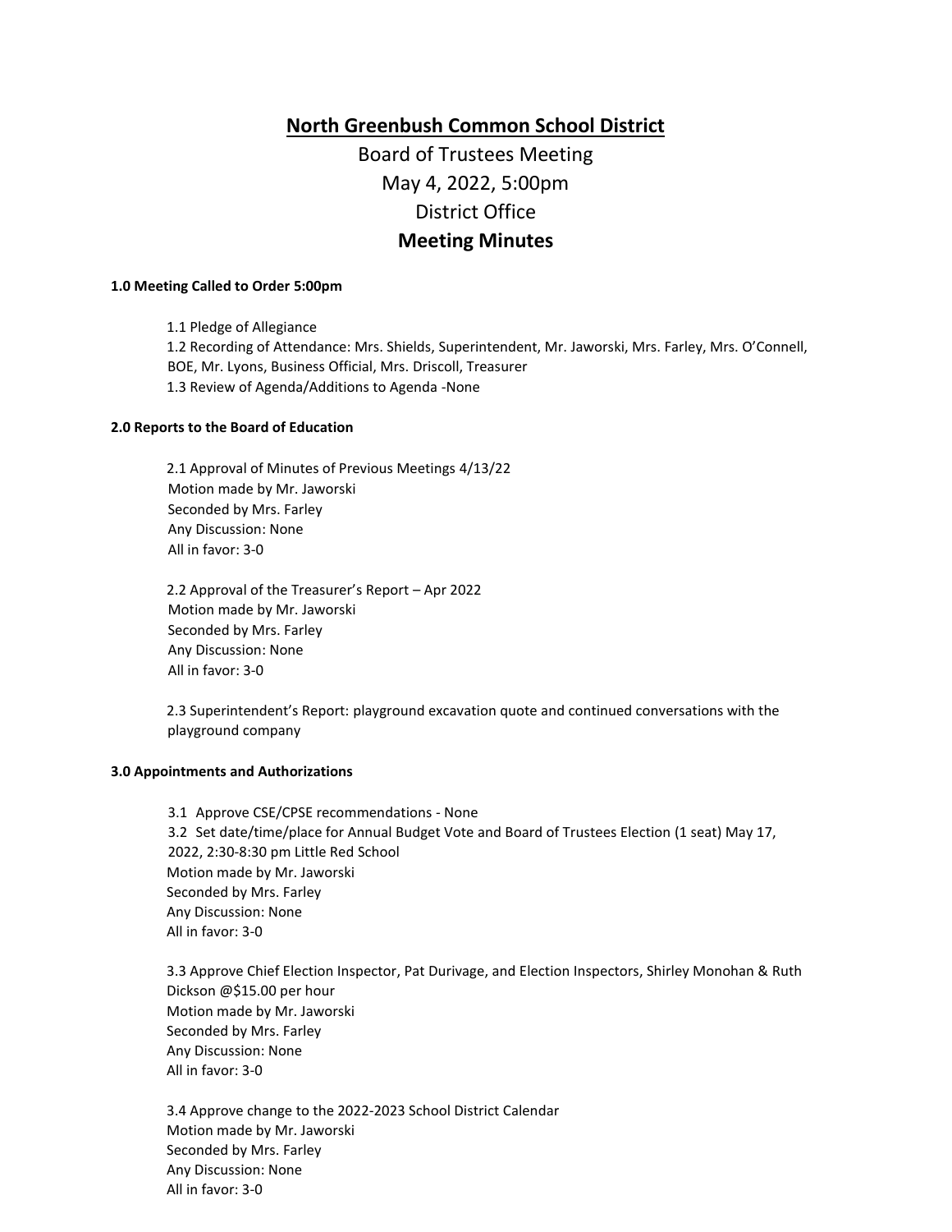# North Greenbush Common School District

## Board of Trustees Meeting

## May 4, 2022, 5:00pm

## District Office

## Meeting Minutes

**1.0 Meeting Called to Order 5:00pm**

1.1 Pledge of Allegiance
1.2 Recording of Attendance: Mrs. Shields, Superintendent, Mr. Jaworski, Mrs. Farley, Mrs. O'Connell, BOE, Mr. Lyons, Business Official, Mrs. Driscoll, Treasurer
1.3 Review of Agenda/Additions to Agenda -None

**2.0 Reports to the Board of Education**

2.1 Approval of Minutes of Previous Meetings 4/13/22
Motion made by Mr. Jaworski
Seconded by Mrs. Farley
Any Discussion: None
All in favor: 3-0

2.2 Approval of the Treasurer's Report – Apr 2022
Motion made by Mr. Jaworski
Seconded by Mrs. Farley
Any Discussion: None
All in favor: 3-0

2.3 Superintendent's Report: playground excavation quote and continued conversations with the playground company

**3.0 Appointments and Authorizations**

3.1 Approve CSE/CPSE recommendations - None
3.2 Set date/time/place for Annual Budget Vote and Board of Trustees Election (1 seat) May 17, 2022, 2:30-8:30 pm Little Red School
Motion made by Mr. Jaworski
Seconded by Mrs. Farley
Any Discussion: None
All in favor: 3-0

3.3 Approve Chief Election Inspector, Pat Durivage, and Election Inspectors, Shirley Monohan & Ruth Dickson @$15.00 per hour
Motion made by Mr. Jaworski
Seconded by Mrs. Farley
Any Discussion: None
All in favor: 3-0

3.4 Approve change to the 2022-2023 School District Calendar
Motion made by Mr. Jaworski
Seconded by Mrs. Farley
Any Discussion: None
All in favor: 3-0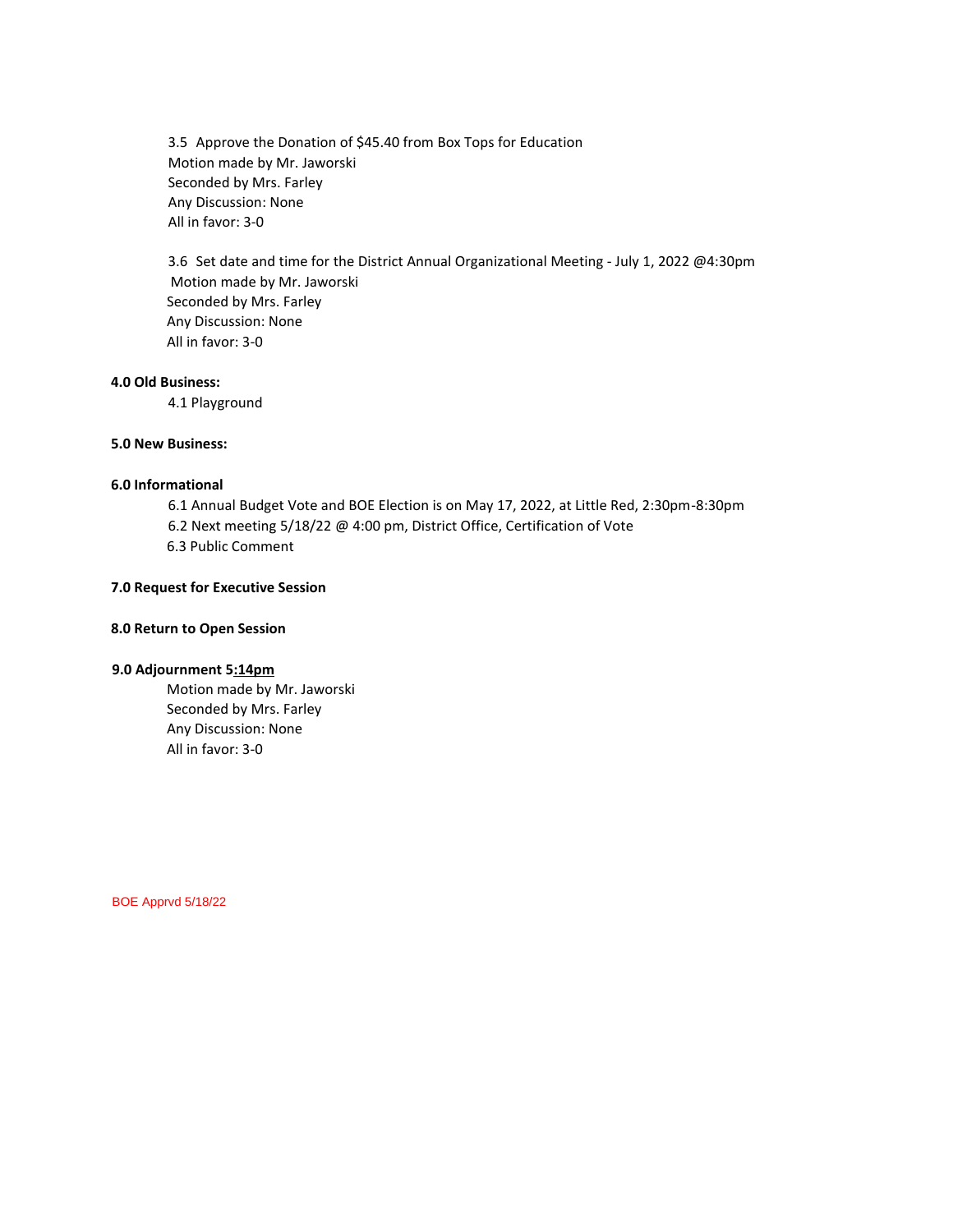3.5 Approve the Donation of $45.40 from Box Tops for Education
Motion made by Mr. Jaworski
Seconded by Mrs. Farley
Any Discussion: None
All in favor: 3-0

3.6 Set date and time for the District Annual Organizational Meeting - July 1, 2022 @4:30pm
Motion made by Mr. Jaworski
Seconded by Mrs. Farley
Any Discussion: None
All in favor: 3-0

**4.0 Old Business:**

4.1 Playground

**5.0 New Business:**

**6.0 Informational**

6.1 Annual Budget Vote and BOE Election is on May 17, 2022, at Little Red, 2:30pm-8:30pm
6.2 Next meeting 5/18/22 @ 4:00 pm, District Office, Certification of Vote
6.3 Public Comment

**7.0 Request for Executive Session**

**8.0 Return to Open Session**

**9.0 Adjournment 5:14pm**

Motion made by Mr. Jaworski
Seconded by Mrs. Farley
Any Discussion: None
All in favor: 3-0

BOE Apprvd 5/18/22